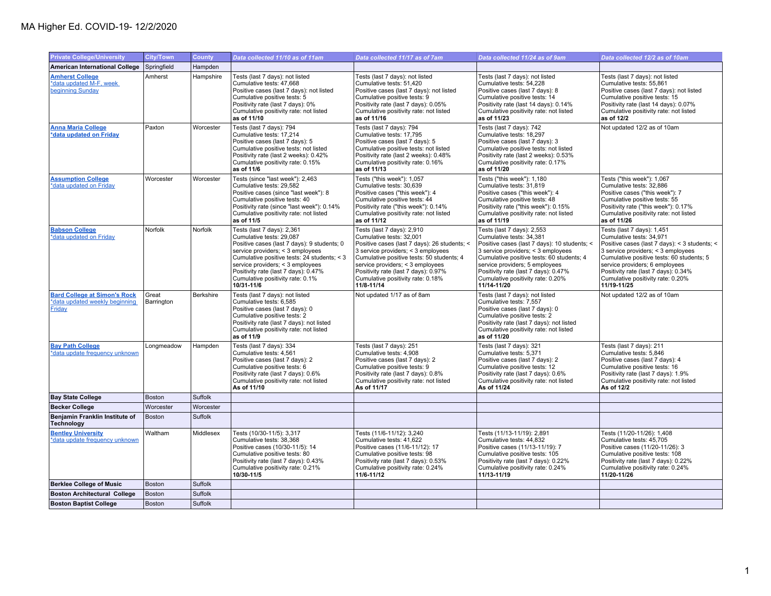# MA Higher Ed. COVID-19- 12/2/2020

| Private College/University | City/Town | County | Data collected 11/10 as of 11am | Data collected 11/17 as of 7am | Data collected 11/24 as of 9am | Data collected 12/2 as of 10am |
|---|---|---|---|---|---|---|
| **American International College** | Springfield | Hampden | | | | |
| **Amherst College** *data updated M-F, week beginning Sunday | Amherst | Hampshire | Tests (last 7 days): not listed<br>Cumulative tests: 47,668<br>Positive cases (last 7 days): not listed<br>Cumulative positive tests: 5<br>Positivity rate (last 7 days): 0%<br>Cumulative positivity rate: not listed<br>**as of 11/10** | Tests (last 7 days): not listed<br>Cumulative tests: 51,420<br>Positive cases (last 7 days): not listed<br>Cumulative positive tests: 9<br>Positivity rate (last 7 days): 0.05%<br>Cumulative positivity rate: not listed<br>**as of 11/16** | Tests (last 7 days): not listed<br>Cumulative tests: 54,228<br>Positive cases (last 7 days): 8<br>Cumulative positive tests: 14<br>Positivity rate (last 14 days): 0.14%<br>Cumulative positivity rate: not listed<br>**as of 11/23** | Tests (last 7 days): not listed<br>Cumulative tests: 55,861<br>Positive cases (last 7 days): not listed<br>Cumulative positive tests: 15<br>Positivity rate (last 14 days): 0.07%<br>Cumulative positivity rate: not listed<br>**as of 12/2** |
| **Anna Maria College** *data updated on Friday | Paxton | Worcester | Tests (last 7 days): 794<br>Cumulative tests: 17,214<br>Positive cases (last 7 days): 5<br>Cumulative positive tests: not listed<br>Positivity rate (last 2 weeks): 0.42%<br>Cumulative positivity rate: 0.15%<br>**as of 11/6** | Tests (last 7 days): 794<br>Cumulative tests: 17,795<br>Positive cases (last 7 days): 5<br>Cumulative positive tests: not listed<br>Positivity rate (last 2 weeks): 0.48%<br>Cumulative positivity rate: 0.16%<br>**as of 11/13** | Tests (last 7 days): 742<br>Cumulative tests: 18,297<br>Positive cases (last 7 days): 3<br>Cumulative positive tests: not listed<br>Positivity rate (last 2 weeks): 0.53%<br>Cumulative positivity rate: 0.17%<br>**as of 11/20** | Not updated 12/2 as of 10am |
| **Assumption College** *data updated on Friday | Worcester | Worcester | Tests (since "last week"): 2,463<br>Cumulative tests: 29,582<br>Positive cases (since "last week"): 8<br>Cumulative positive tests: 40<br>Positivity rate (since "last week"): 0.14%<br>Cumulative positivity rate: not listed<br>**as of 11/5** | Tests ("this week"): 1,057<br>Cumulative tests: 30,639<br>Positive cases ("this week"): 4<br>Cumulative positive tests: 44<br>Positivity rate ("this week"): 0.14%<br>Cumulative positivity rate: not listed<br>**as of 11/12** | Tests ("this week"): 1,180<br>Cumulative tests: 31,819<br>Positive cases ("this week"): 4<br>Cumulative positive tests: 48<br>Positivity rate ("this week"): 0.15%<br>Cumulative positivity rate: not listed<br>**as of 11/19** | Tests ("this week"): 1,067<br>Cumulative tests: 32,886<br>Positive cases ("this week"): 7<br>Cumulative positive tests: 55<br>Positivity rate ("this week"): 0.17%<br>Cumulative positivity rate: not listed<br>**as of 11/26** |
| **Babson College** *data updated on Friday | Norfolk | Norfolk | Tests (last 7 days): 2,361<br>Cumulative tests: 29,087<br>Positive cases (last 7 days): 9 students; 0 service providers; < 3 employees<br>Cumulative positive tests: 24 students; < 3 service providers; < 3 employees<br>Positivity rate (last 7 days): 0.47%<br>Cumulative positivity rate: 0.1%<br>**10/31-11/6** | Tests (last 7 days): 2,910<br>Cumulative tests: 32,001<br>Positive cases (last 7 days): 26 students; < 3 service providers; < 3 employees<br>Cumulative positive tests: 50 students; 4 service providers; < 3 employees<br>Positivity rate (last 7 days): 0.97%<br>Cumulative positivity rate: 0.18%<br>**11/8-11/14** | Tests (last 7 days): 2,553<br>Cumulative tests: 34,381<br>Positive cases (last 7 days): 10 students; < 3 service providers; < 3 employees<br>Cumulative positive tests: 60 students; 4 service providers; 5 employees<br>Positivity rate (last 7 days): 0.47%<br>Cumulative positivity rate: 0.20%<br>**11/14-11/20** | Tests (last 7 days): 1,451<br>Cumulative tests: 34,971<br>Positive cases (last 7 days): < 3 students; < 3 service providers; < 3 employees<br>Cumulative positive tests: 60 students; 5 service providers; 6 employees<br>Positivity rate (last 7 days): 0.34%<br>Cumulative positivity rate: 0.20%<br>**11/19-11/25** |
| **Bard College at Simon's Rock** *data updated weekly beginning Friday | Great Barrington | Berkshire | Tests (last 7 days): not listed<br>Cumulative tests: 6,585<br>Positive cases (last 7 days): 0<br>Cumulative positive tests: 2<br>Positivity rate (last 7 days): not listed<br>Cumulative positivity rate: not listed<br>**as of 11/9** | Not updated 1/17 as of 8am | Tests (last 7 days): not listed<br>Cumulative tests: 7,557<br>Positive cases (last 7 days): 0<br>Cumulative positive tests: 2<br>Positivity rate (last 7 days): not listed<br>Cumulative positivity rate: not listed<br>**as of 11/20** | Not updated 12/2 as of 10am |
| **Bay Path College** *data update frequency unknown | Longmeadow | Hampden | Tests (last 7 days): 334<br>Cumulative tests: 4,561<br>Positive cases (last 7 days): 2<br>Cumulative positive tests: 6<br>Positivity rate (last 7 days): 0.6%<br>Cumulative positivity rate: not listed<br>**As of 11/10** | Tests (last 7 days): 251<br>Cumulative tests: 4,908<br>Positive cases (last 7 days): 2<br>Cumulative positive tests: 9<br>Positivity rate (last 7 days): 0.8%<br>Cumulative positivity rate: not listed<br>**As of 11/17** | Tests (last 7 days): 321<br>Cumulative tests: 5,371<br>Positive cases (last 7 days): 2<br>Cumulative positive tests: 12<br>Positivity rate (last 7 days): 0.6%<br>Cumulative positivity rate: not listed<br>**As of 11/24** | Tests (last 7 days): 211<br>Cumulative tests: 5,846<br>Positive cases (last 7 days): 4<br>Cumulative positive tests: 16<br>Positivity rate (last 7 days): 1.9%<br>Cumulative positivity rate: not listed<br>**As of 12/2** |
| **Bay State College** | Boston | Suffolk | | | | |
| **Becker College** | Worcester | Worcester | | | | |
| **Benjamin Franklin Institute of Technology** | Boston | Suffolk | | | | |
| **Bentley University** *data update frequency unknown | Waltham | Middlesex | Tests (10/30-11/5): 3,317<br>Cumulative tests: 38,368<br>Positive cases (10/30-11/5): 14<br>Cumulative positive tests: 80<br>Positivity rate (last 7 days): 0.43%<br>Cumulative positivity rate: 0.21%<br>**10/30-11/5** | Tests (11/6-11/12): 3,240<br>Cumulative tests: 41,622<br>Positive cases (11/6-11/12): 17<br>Cumulative positive tests: 98<br>Positivity rate (last 7 days): 0.53%<br>Cumulative positivity rate: 0.24%<br>**11/6-11/12** | Tests (11/13-11/19): 2,891<br>Cumulative tests: 44,832<br>Positive cases (11/13-11/19): 7<br>Cumulative positive tests: 105<br>Positivity rate (last 7 days): 0.22%<br>Cumulative positivity rate: 0.24%<br>**11/13-11/19** | Tests (11/20-11/26): 1,408<br>Cumulative tests: 45,705<br>Positive cases (11/20-11/26): 3<br>Cumulative positive tests: 108<br>Positivity rate (last 7 days): 0.22%<br>Cumulative positivity rate: 0.24%<br>**11/20-11/26** |
| **Berklee College of Music** | Boston | Suffolk | | | | |
| **Boston Architectural College** | Boston | Suffolk | | | | |
| **Boston Baptist College** | Boston | Suffolk | | | | |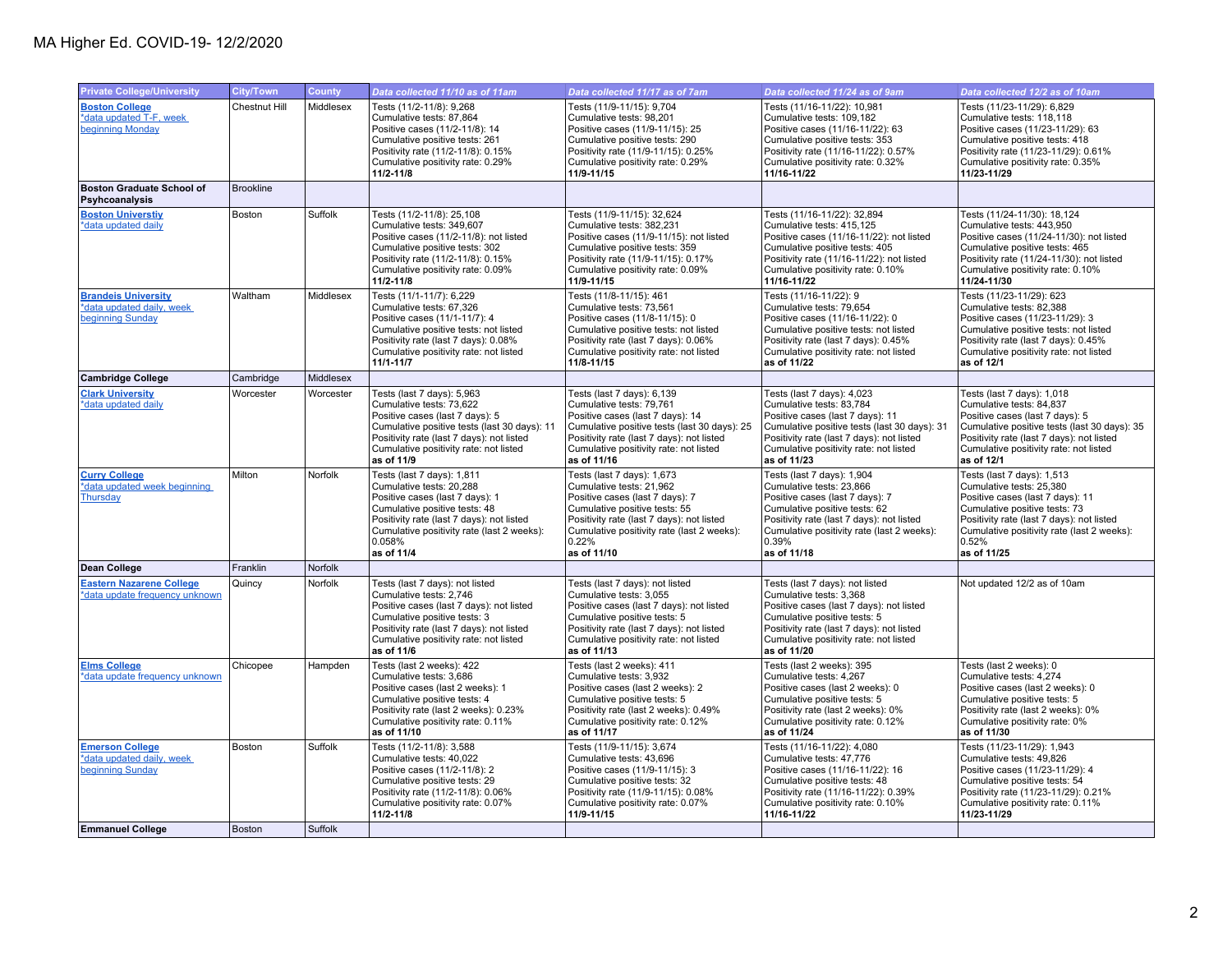# MA Higher Ed. COVID-19- 12/2/2020

| Private College/University | City/Town | County | Data collected 11/10 as of 11am | Data collected 11/17 as of 7am | Data collected 11/24 as of 9am | Data collected 12/2 as of 10am |
|---|---|---|---|---|---|---|
| **Boston College** *data updated T-F, week beginning Monday | Chestnut Hill | Middlesex | Tests (11/2-11/8): 9,268<br>Cumulative tests: 87,864<br>Positive cases (11/2-11/8): 14<br>Cumulative positive tests: 261<br>Positivity rate (11/2-11/8): 0.15%<br>Cumulative positivity rate: 0.29%<br>**11/2-11/8** | Tests (11/9-11/15): 9,704<br>Cumulative tests: 98,201<br>Positive cases (11/9-11/15): 25<br>Cumulative positive tests: 290<br>Positivity rate (11/9-11/15): 0.25%<br>Cumulative positivity rate: 0.29%<br>**11/9-11/15** | Tests (11/16-11/22): 10,981<br>Cumulative tests: 109,182<br>Positive cases (11/16-11/22): 63<br>Cumulative positive tests: 353<br>Positivity rate (11/16-11/22): 0.57%<br>Cumulative positivity rate: 0.32%<br>**11/16-11/22** | Tests (11/23-11/29): 6,829<br>Cumulative tests: 118,118<br>Positive cases (11/23-11/29): 63<br>Cumulative positive tests: 418<br>Positivity rate (11/23-11/29): 0.61%<br>Cumulative positivity rate: 0.35%<br>**11/23-11/29** |
| **Boston Graduate School of Psyhcoanalysis** | Brookline | | | | | |
| **Boston Universtiy** *data updated daily | Boston | Suffolk | Tests (11/2-11/8): 25,108<br>Cumulative tests: 349,607<br>Positive cases (11/2-11/8): not listed<br>Cumulative positive tests: 302<br>Positivity rate (11/2-11/8): 0.15%<br>Cumulative positivity rate: 0.09%<br>**11/2-11/8** | Tests (11/9-11/15): 32,624<br>Cumulative tests: 382,231<br>Positive cases (11/9-11/15): not listed<br>Cumulative positive tests: 359<br>Positivity rate (11/9-11/15): 0.17%<br>Cumulative positivity rate: 0.09%<br>**11/9-11/15** | Tests (11/16-11/22): 32,894<br>Cumulative tests: 415,125<br>Positive cases (11/16-11/22): not listed<br>Cumulative positive tests: 405<br>Positivity rate (11/16-11/22): not listed<br>Cumulative positivity rate: 0.10%<br>**11/16-11/22** | Tests (11/24-11/30): 18,124<br>Cumulative tests: 443,950<br>Positive cases (11/24-11/30): not listed<br>Cumulative positive tests: 465<br>Positivity rate (11/24-11/30): not listed<br>Cumulative positivity rate: 0.10%<br>**11/24-11/30** |
| **Brandeis University** *data updated daily, week beginning Sunday | Waltham | Middlesex | Tests (11/1-11/7): 6,229<br>Cumulative tests: 67,326<br>Positive cases (11/1-11/7): 4<br>Cumulative positive tests: not listed<br>Positivity rate (last 7 days): 0.08%<br>Cumulative positivity rate: not listed<br>**11/1-11/7** | Tests (11/8-11/15): 461<br>Cumulative tests: 73,561<br>Positive cases (11/8-11/15): 0<br>Cumulative positive tests: not listed<br>Positivity rate (last 7 days): 0.06%<br>Cumulative positivity rate: not listed<br>**11/8-11/15** | Tests (11/16-11/22): 9<br>Cumulative tests: 79,654<br>Positive cases (11/16-11/22): 0<br>Cumulative positive tests: not listed<br>Positivity rate (last 7 days): 0.45%<br>Cumulative positivity rate: not listed<br>**as of 11/22** | Tests (11/23-11/29): 623<br>Cumulative tests: 82,388<br>Positive cases (11/23-11/29): 3<br>Cumulative positive tests: not listed<br>Positivity rate (last 7 days): 0.45%<br>Cumulative positivity rate: not listed<br>**as of 12/1** |
| **Cambridge College** | Cambridge | Middlesex | | | | |
| **Clark University** *data updated daily | Worcester | Worcester | Tests (last 7 days): 5,963<br>Cumulative tests: 73,622<br>Positive cases (last 7 days): 5<br>Cumulative positive tests (last 30 days): 11<br>Positivity rate (last 7 days): not listed<br>Cumulative positivity rate: not listed<br>**as of 11/9** | Tests (last 7 days): 6,139<br>Cumulative tests: 79,761<br>Positive cases (last 7 days): 14<br>Cumulative positive tests (last 30 days): 25<br>Positivity rate (last 7 days): not listed<br>Cumulative positivity rate: not listed<br>**as of 11/16** | Tests (last 7 days): 4,023<br>Cumulative tests: 83,784<br>Positive cases (last 7 days): 11<br>Cumulative positive tests (last 30 days): 31<br>Positivity rate (last 7 days): not listed<br>Cumulative positivity rate: not listed<br>**as of 11/23** | Tests (last 7 days): 1,018<br>Cumulative tests: 84,837<br>Positive cases (last 7 days): 5<br>Cumulative positive tests (last 30 days): 35<br>Positivity rate (last 7 days): not listed<br>Cumulative positivity rate: not listed<br>**as of 12/1** |
| **Curry College** *data updated week beginning Thursday | Milton | Norfolk | Tests (last 7 days): 1,811<br>Cumulative tests: 20,288<br>Positive cases (last 7 days): 1<br>Cumulative positive tests: 48<br>Positivity rate (last 7 days): not listed<br>Cumulative positivity rate (last 2 weeks): 0.058%<br>**as of 11/4** | Tests (last 7 days): 1,673<br>Cumulative tests: 21,962<br>Positive cases (last 7 days): 7<br>Cumulative positive tests: 55<br>Positivity rate (last 7 days): not listed<br>Cumulative positivity rate (last 2 weeks): 0.22%<br>**as of 11/10** | Tests (last 7 days): 1,904<br>Cumulative tests: 23,866<br>Positive cases (last 7 days): 7<br>Cumulative positive tests: 62<br>Positivity rate (last 7 days): not listed<br>Cumulative positivity rate (last 2 weeks): 0.39%<br>**as of 11/18** | Tests (last 7 days): 1,513<br>Cumulative tests: 25,380<br>Positive cases (last 7 days): 11<br>Cumulative positive tests: 73<br>Positivity rate (last 7 days): not listed<br>Cumulative positivity rate (last 2 weeks): 0.52%<br>**as of 11/25** |
| **Dean College** | Franklin | Norfolk | | | | |
| **Eastern Nazarene College** *data update frequency unknown | Quincy | Norfolk | Tests (last 7 days): not listed<br>Cumulative tests: 2,746<br>Positive cases (last 7 days): not listed<br>Cumulative positive tests: 3<br>Positivity rate (last 7 days): not listed<br>Cumulative positivity rate: not listed<br>**as of 11/6** | Tests (last 7 days): not listed<br>Cumulative tests: 3,055<br>Positive cases (last 7 days): not listed<br>Cumulative positive tests: 5<br>Positivity rate (last 7 days): not listed<br>Cumulative positivity rate: not listed<br>**as of 11/13** | Tests (last 7 days): not listed<br>Cumulative tests: 3,368<br>Positive cases (last 7 days): not listed<br>Cumulative positive tests: 5<br>Positivity rate (last 7 days): not listed<br>Cumulative positivity rate: not listed<br>**as of 11/20** | Not updated 12/2 as of 10am |
| **Elms College** *data update frequency unknown | Chicopee | Hampden | Tests (last 2 weeks): 422<br>Cumulative tests: 3,686<br>Positive cases (last 2 weeks): 1<br>Cumulative positive tests: 4<br>Positivity rate (last 2 weeks): 0.23%<br>Cumulative positivity rate: 0.11%<br>**as of 11/10** | Tests (last 2 weeks): 411<br>Cumulative tests: 3,932<br>Positive cases (last 2 weeks): 2<br>Cumulative positive tests: 5<br>Positivity rate (last 2 weeks): 0.49%<br>Cumulative positivity rate: 0.12%<br>**as of 11/17** | Tests (last 2 weeks): 395<br>Cumulative tests: 4,267<br>Positive cases (last 2 weeks): 0<br>Cumulative positive tests: 5<br>Positivity rate (last 2 weeks): 0%<br>Cumulative positivity rate: 0.12%<br>**as of 11/24** | Tests (last 2 weeks): 0<br>Cumulative tests: 4,274<br>Positive cases (last 2 weeks): 0<br>Cumulative positive tests: 5<br>Positivity rate (last 2 weeks): 0%<br>Cumulative positivity rate: 0%<br>**as of 11/30** |
| **Emerson College** *data updated daily, week beginning Sunday | Boston | Suffolk | Tests (11/2-11/8): 3,588<br>Cumulative tests: 40,022<br>Positive cases (11/2-11/8): 2<br>Cumulative positive tests: 29<br>Positivity rate (11/2-11/8): 0.06%<br>Cumulative positivity rate: 0.07%<br>**11/2-11/8** | Tests (11/9-11/15): 3,674<br>Cumulative tests: 43,696<br>Positive cases (11/9-11/15): 3<br>Cumulative positive tests: 32<br>Positivity rate (11/9-11/15): 0.08%<br>Cumulative positivity rate: 0.07%<br>**11/9-11/15** | Tests (11/16-11/22): 4,080<br>Cumulative tests: 47,776<br>Positive cases (11/16-11/22): 16<br>Cumulative positive tests: 48<br>Positivity rate (11/16-11/22): 0.39%<br>Cumulative positivity rate: 0.10%<br>**11/16-11/22** | Tests (11/23-11/29): 1,943<br>Cumulative tests: 49,826<br>Positive cases (11/23-11/29): 4<br>Cumulative positive tests: 54<br>Positivity rate (11/23-11/29): 0.21%<br>Cumulative positivity rate: 0.11%<br>**11/23-11/29** |
| **Emmanuel College** | Boston | Suffolk | | | | |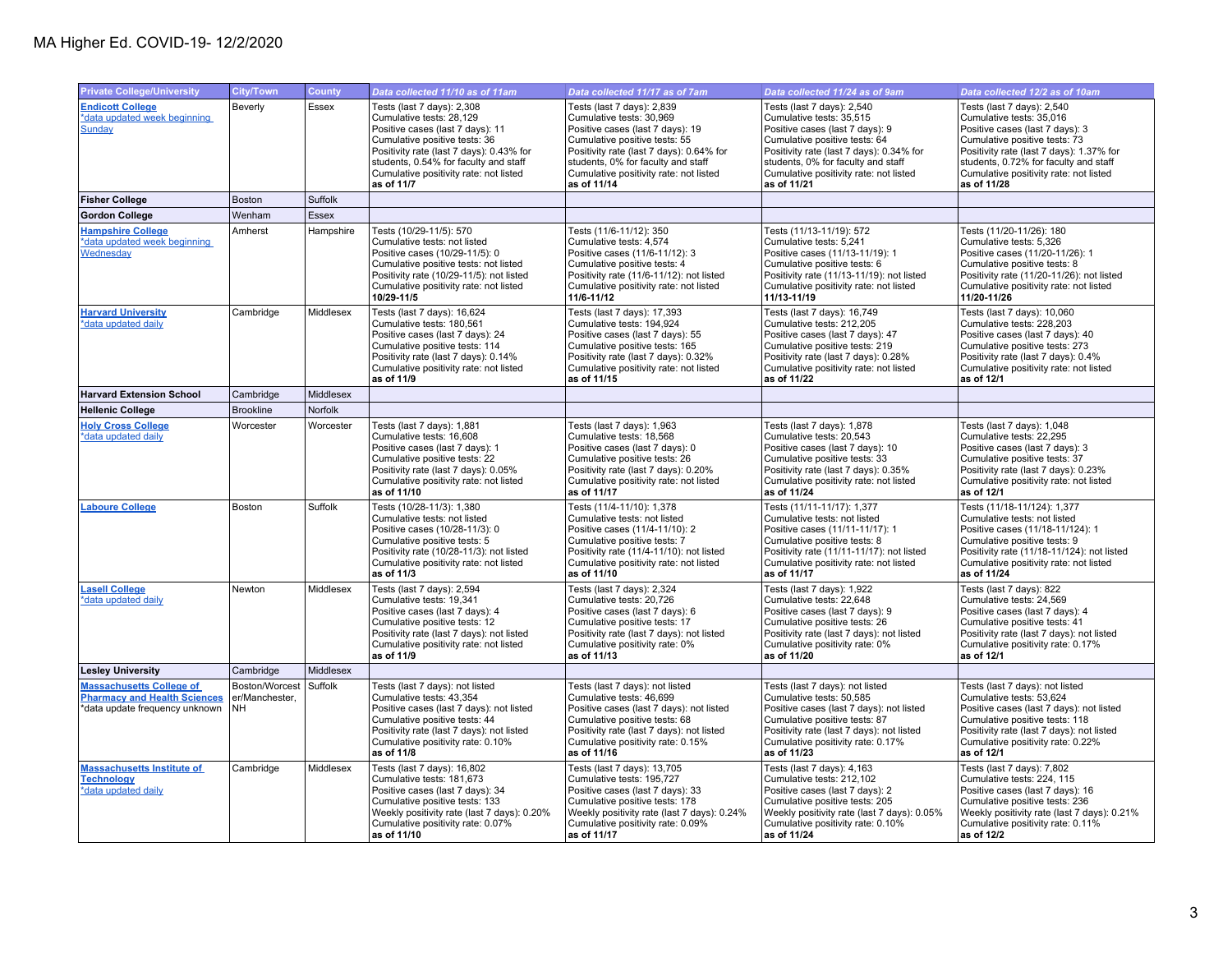# MA Higher Ed. COVID-19- 12/2/2020

| Private College/University | City/Town | County | Data collected 11/10 as of 11am | Data collected 11/17 as of 7am | Data collected 11/24 as of 9am | Data collected 12/2 as of 10am |
|---|---|---|---|---|---|---|
| **Endicott College** *data updated week beginning Sunday | Beverly | Essex | Tests (last 7 days): 2,308<br>Cumulative tests: 28,129<br>Positive cases (last 7 days): 11<br>Cumulative positive tests: 36<br>Positivity rate (last 7 days): 0.43% for students, 0.54% for faculty and staff<br>Cumulative positivity rate: not listed<br>**as of 11/7** | Tests (last 7 days): 2,839<br>Cumulative tests: 30,969<br>Positive cases (last 7 days): 19<br>Cumulative positive tests: 55<br>Positivity rate (last 7 days): 0.64% for students, 0% for faculty and staff<br>Cumulative positivity rate: not listed<br>**as of 11/14** | Tests (last 7 days): 2,540<br>Cumulative tests: 35,515<br>Positive cases (last 7 days): 9<br>Cumulative positive tests: 64<br>Positivity rate (last 7 days): 0.34% for students, 0% for faculty and staff<br>Cumulative positivity rate: not listed<br>**as of 11/21** | Tests (last 7 days): 2,540<br>Cumulative tests: 35,016<br>Positive cases (last 7 days): 3<br>Cumulative positive tests: 73<br>Positivity rate (last 7 days): 1.37% for students, 0.72% for faculty and staff<br>Cumulative positivity rate: not listed<br>**as of 11/28** |
| **Fisher College** | Boston | Suffolk | | | | |
| **Gordon College** | Wenham | Essex | | | | |
| **Hampshire College** *data updated week beginning Wednesday | Amherst | Hampshire | Tests (10/29-11/5): 570<br>Cumulative tests: not listed<br>Positive cases (10/29-11/5): 0<br>Cumulative positive tests: not listed<br>Positivity rate (10/29-11/5): not listed<br>Cumulative positivity rate: not listed<br>**10/29-11/5** | Tests (11/6-11/12): 350<br>Cumulative tests: 4,574<br>Positive cases (11/6-11/12): 3<br>Cumulative positive tests: 4<br>Positivity rate (11/6-11/12): not listed<br>Cumulative positivity rate: not listed<br>**11/6-11/12** | Tests (11/13-11/19): 572<br>Cumulative tests: 5,241<br>Positive cases (11/13-11/19): 1<br>Cumulative positive tests: 6<br>Positivity rate (11/13-11/19): not listed<br>Cumulative positivity rate: not listed<br>**11/13-11/19** | Tests (11/20-11/26): 180<br>Cumulative tests: 5,326<br>Positive cases (11/20-11/26): 1<br>Cumulative positive tests: 8<br>Positivity rate (11/20-11/26): not listed<br>Cumulative positivity rate: not listed<br>**11/20-11/26** |
| **Harvard University** *data updated daily | Cambridge | Middlesex | Tests (last 7 days): 16,624<br>Cumulative tests: 180,561<br>Positive cases (last 7 days): 24<br>Cumulative positive tests: 114<br>Positivity rate (last 7 days): 0.14%<br>Cumulative positivity rate: not listed<br>**as of 11/9** | Tests (last 7 days): 17,393<br>Cumulative tests: 194,924<br>Positive cases (last 7 days): 55<br>Cumulative positive tests: 165<br>Positivity rate (last 7 days): 0.32%<br>Cumulative positivity rate: not listed<br>**as of 11/15** | Tests (last 7 days): 16,749<br>Cumulative tests: 212,205<br>Positive cases (last 7 days): 47<br>Cumulative positive tests: 219<br>Positivity rate (last 7 days): 0.28%<br>Cumulative positivity rate: not listed<br>**as of 11/22** | Tests (last 7 days): 10,060<br>Cumulative tests: 228,203<br>Positive cases (last 7 days): 40<br>Cumulative positive tests: 273<br>Positivity rate (last 7 days): 0.4%<br>Cumulative positivity rate: not listed<br>**as of 12/1** |
| **Harvard Extension School** | Cambridge | Middlesex | | | | |
| **Hellenic College** | Brookline | Norfolk | | | | |
| **Holy Cross College** *data updated daily | Worcester | Worcester | Tests (last 7 days): 1,881<br>Cumulative tests: 16,608<br>Positive cases (last 7 days): 1<br>Cumulative positive tests: 22<br>Positivity rate (last 7 days): 0.05%<br>Cumulative positivity rate: not listed<br>**as of 11/10** | Tests (last 7 days): 1,963<br>Cumulative tests: 18,568<br>Positive cases (last 7 days): 0<br>Cumulative positive tests: 26<br>Positivity rate (last 7 days): 0.20%<br>Cumulative positivity rate: not listed<br>**as of 11/17** | Tests (last 7 days): 1,878<br>Cumulative tests: 20,543<br>Positive cases (last 7 days): 10<br>Cumulative positive tests: 33<br>Positivity rate (last 7 days): 0.35%<br>Cumulative positivity rate: not listed<br>**as of 11/24** | Tests (last 7 days): 1,048<br>Cumulative tests: 22,295<br>Positive cases (last 7 days): 3<br>Cumulative positive tests: 37<br>Positivity rate (last 7 days): 0.23%<br>Cumulative positivity rate: not listed<br>**as of 12/1** |
| **Laboure College** | Boston | Suffolk | Tests (10/28-11/3): 1,380<br>Cumulative tests: not listed<br>Positive cases (10/28-11/3): 0<br>Cumulative positive tests: 5<br>Positivity rate (10/28-11/3): not listed<br>Cumulative positivity rate: not listed<br>**as of 11/3** | Tests (11/4-11/10): 1,378<br>Cumulative tests: not listed<br>Positive cases (11/4-11/10): 2<br>Cumulative positive tests: 7<br>Positivity rate (11/4-11/10): not listed<br>Cumulative positivity rate: not listed<br>**as of 11/10** | Tests (11/11-11/17): 1,377<br>Cumulative tests: not listed<br>Positive cases (11/11-11/17): 1<br>Cumulative positive tests: 8<br>Positivity rate (11/11-11/17): not listed<br>Cumulative positivity rate: not listed<br>**as of 11/17** | Tests (11/18-11/124): 1,377<br>Cumulative tests: not listed<br>Positive cases (11/18-11/124): 1<br>Cumulative positive tests: 9<br>Positivity rate (11/18-11/124): not listed<br>Cumulative positivity rate: not listed<br>**as of 11/24** |
| **Lasell College** *data updated daily | Newton | Middlesex | Tests (last 7 days): 2,594<br>Cumulative tests: 19,341<br>Positive cases (last 7 days): 4<br>Cumulative positive tests: 12<br>Positivity rate (last 7 days): not listed<br>Cumulative positivity rate: not listed<br>**as of 11/9** | Tests (last 7 days): 2,324<br>Cumulative tests: 20,726<br>Positive cases (last 7 days): 6<br>Cumulative positive tests: 17<br>Positivity rate (last 7 days): not listed<br>Cumulative positivity rate: 0%<br>**as of 11/13** | Tests (last 7 days): 1,922<br>Cumulative tests: 22,648<br>Positive cases (last 7 days): 9<br>Cumulative positive tests: 26<br>Positivity rate (last 7 days): not listed<br>Cumulative positivity rate: 0%<br>**as of 11/20** | Tests (last 7 days): 822<br>Cumulative tests: 24,569<br>Positive cases (last 7 days): 4<br>Cumulative positive tests: 41<br>Positivity rate (last 7 days): not listed<br>Cumulative positivity rate: 0.17%<br>**as of 12/1** |
| **Lesley University** | Cambridge | Middlesex | | | | |
| **Massachusetts College of Pharmacy and Health Sciences** *data update frequency unknown | Boston/Worcester/Manchester, NH | Suffolk | Tests (last 7 days): not listed<br>Cumulative tests: 43,354<br>Positive cases (last 7 days): not listed<br>Cumulative positive tests: 44<br>Positivity rate (last 7 days): not listed<br>Cumulative positivity rate: 0.10%<br>**as of 11/8** | Tests (last 7 days): not listed<br>Cumulative tests: 46,699<br>Positive cases (last 7 days): not listed<br>Cumulative positive tests: 68<br>Positivity rate (last 7 days): not listed<br>Cumulative positivity rate: 0.15%<br>**as of 11/16** | Tests (last 7 days): not listed<br>Cumulative tests: 50,585<br>Positive cases (last 7 days): not listed<br>Cumulative positive tests: 87<br>Positivity rate (last 7 days): not listed<br>Cumulative positivity rate: 0.17%<br>**as of 11/23** | Tests (last 7 days): not listed<br>Cumulative tests: 53,624<br>Positive cases (last 7 days): not listed<br>Cumulative positive tests: 118<br>Positivity rate (last 7 days): not listed<br>Cumulative positivity rate: 0.22%<br>**as of 12/1** |
| **Massachusetts Institute of Technology** *data updated daily | Cambridge | Middlesex | Tests (last 7 days): 16,802<br>Cumulative tests: 181,673<br>Positive cases (last 7 days): 34<br>Cumulative positive tests: 133<br>Weekly positivity rate (last 7 days): 0.20%<br>Cumulative positivity rate: 0.07%<br>**as of 11/10** | Tests (last 7 days): 13,705<br>Cumulative tests: 195,727<br>Positive cases (last 7 days): 33<br>Cumulative positive tests: 178<br>Weekly positivity rate (last 7 days): 0.24%<br>Cumulative positivity rate: 0.09%<br>**as of 11/17** | Tests (last 7 days): 4,163<br>Cumulative tests: 212,102<br>Positive cases (last 7 days): 2<br>Cumulative positive tests: 205<br>Weekly positivity rate (last 7 days): 0.05%<br>Cumulative positivity rate: 0.10%<br>**as of 11/24** | Tests (last 7 days): 7,802<br>Cumulative tests: 224, 115<br>Positive cases (last 7 days): 16<br>Cumulative positive tests: 236<br>Weekly positivity rate (last 7 days): 0.21%<br>Cumulative positivity rate: 0.11%<br>**as of 12/2** |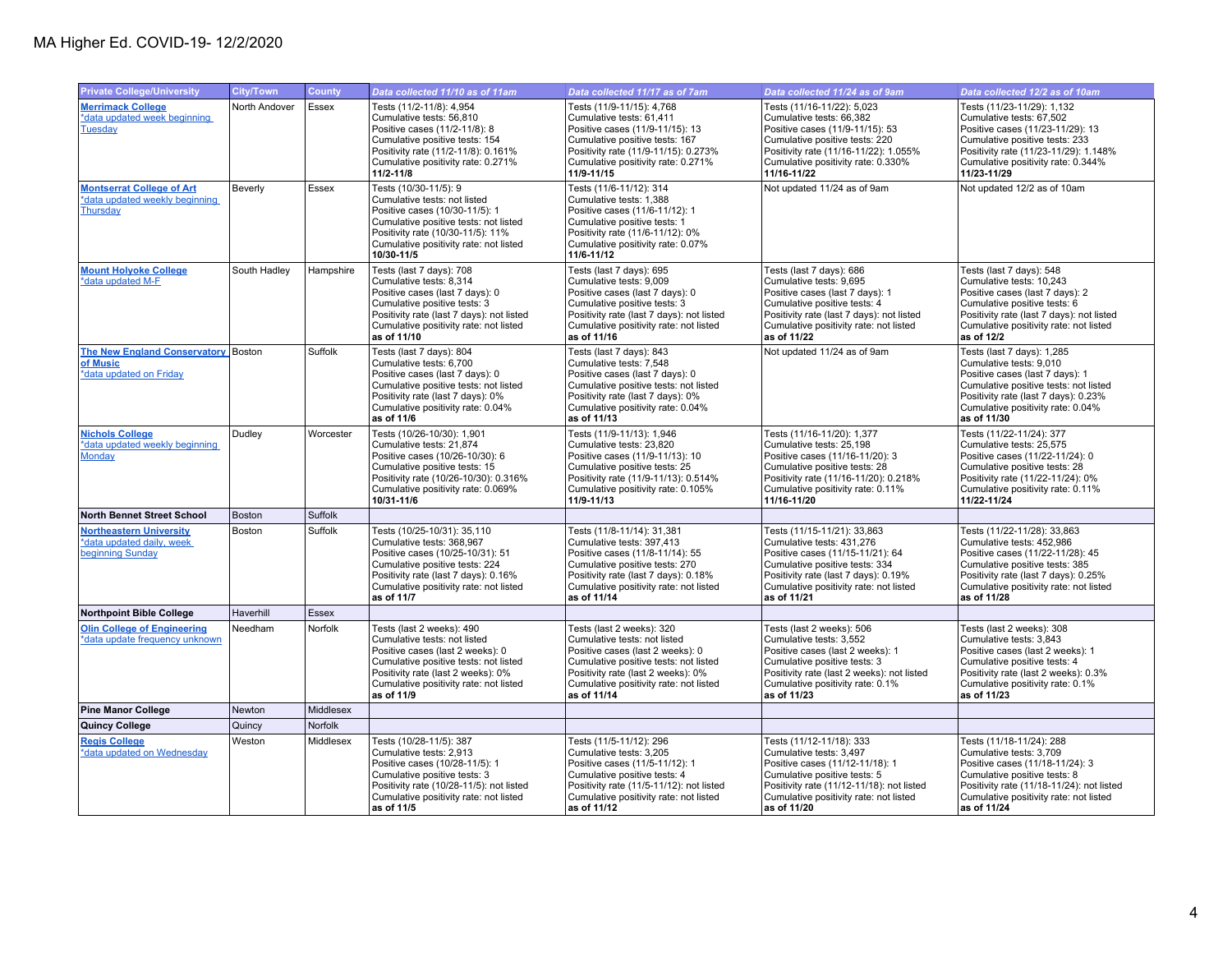MA Higher Ed. COVID-19- 12/2/2020

| Private College/University | City/Town | County | Data collected 11/10 as of 11am | Data collected 11/17 as of 7am | Data collected 11/24 as of 9am | Data collected 12/2 as of 10am |
|---|---|---|---|---|---|---|
| **Merrimack College** *data updated week beginning Tuesday | North Andover | Essex | Tests (11/2-11/8): 4,954<br>Cumulative tests: 56,810<br>Positive cases (11/2-11/8): 8<br>Cumulative positive tests: 154<br>Positivity rate (11/2-11/8): 0.161%<br>Cumulative positivity rate: 0.271%<br>**11/2-11/8** | Tests (11/9-11/15): 4,768<br>Cumulative tests: 61,411<br>Positive cases (11/9-11/15): 13<br>Cumulative positive tests: 167<br>Positivity rate (11/9-11/15): 0.273%<br>Cumulative positivity rate: 0.271%<br>**11/9-11/15** | Tests (11/16-11/22): 5,023<br>Cumulative tests: 66,382<br>Positive cases (11/9-11/15): 53<br>Cumulative positive tests: 220<br>Positivity rate (11/16-11/22): 1.055%<br>Cumulative positivity rate: 0.330%<br>**11/16-11/22** | Tests (11/23-11/29): 1,132<br>Cumulative tests: 67,502<br>Positive cases (11/23-11/29): 13<br>Cumulative positive tests: 233<br>Positivity rate (11/23-11/29): 1.148%<br>Cumulative positivity rate: 0.344%<br>**11/23-11/29** |
| **Montserrat College of Art** *data updated weekly beginning Thursday | Beverly | Essex | Tests (10/30-11/5): 9<br>Cumulative tests: not listed<br>Positive cases (10/30-11/5): 1<br>Cumulative positive tests: not listed<br>Positivity rate (10/30-11/5): 11%<br>Cumulative positivity rate: not listed<br>**10/30-11/5** | Tests (11/6-11/12): 314<br>Cumulative tests: 1,388<br>Positive cases (11/6-11/12): 1<br>Cumulative positive tests: 1<br>Positivity rate (11/6-11/12): 0%<br>Cumulative positivity rate: 0.07%<br>**11/6-11/12** | Not updated 11/24 as of 9am | Not updated 12/2 as of 10am |
| **Mount Holyoke College** *data updated M-F | South Hadley | Hampshire | Tests (last 7 days): 708<br>Cumulative tests: 8,314<br>Positive cases (last 7 days): 0<br>Cumulative positive tests: 3<br>Positivity rate (last 7 days): not listed<br>Cumulative positivity rate: not listed<br>**as of 11/10** | Tests (last 7 days): 695<br>Cumulative tests: 9,009<br>Positive cases (last 7 days): 0<br>Cumulative positive tests: 3<br>Positivity rate (last 7 days): not listed<br>Cumulative positivity rate: not listed<br>**as of 11/16** | Tests (last 7 days): 686<br>Cumulative tests: 9,695<br>Positive cases (last 7 days): 1<br>Cumulative positive tests: 4<br>Positivity rate (last 7 days): not listed<br>Cumulative positivity rate: not listed<br>**as of 11/22** | Tests (last 7 days): 548<br>Cumulative tests: 10,243<br>Positive cases (last 7 days): 2<br>Cumulative positive tests: 6<br>Positivity rate (last 7 days): not listed<br>Cumulative positivity rate: not listed<br>**as of 12/2** |
| **The New England Conservatory of Music** *data updated on Friday | Boston | Suffolk | Tests (last 7 days): 804<br>Cumulative tests: 6,700<br>Positive cases (last 7 days): 0<br>Cumulative positive tests: not listed<br>Positivity rate (last 7 days): 0%<br>Cumulative positivity rate: 0.04%<br>**as of 11/6** | Tests (last 7 days): 843<br>Cumulative tests: 7,548<br>Positive cases (last 7 days): 0<br>Cumulative positive tests: not listed<br>Positivity rate (last 7 days): 0%<br>Cumulative positivity rate: 0.04%<br>**as of 11/13** | Not updated 11/24 as of 9am | Tests (last 7 days): 1,285<br>Cumulative tests: 9,010<br>Positive cases (last 7 days): 1<br>Cumulative positive tests: not listed<br>Positivity rate (last 7 days): 0.23%<br>Cumulative positivity rate: 0.04%<br>**as of 11/30** |
| **Nichols College** *data updated weekly beginning Monday | Dudley | Worcester | Tests (10/26-10/30): 1,901<br>Cumulative tests: 21,874<br>Positive cases (10/26-10/30): 6<br>Cumulative positive tests: 15<br>Positivity rate (10/26-10/30): 0.316%<br>Cumulative positivity rate: 0.069%<br>**10/31-11/6** | Tests (11/9-11/13): 1,946<br>Cumulative tests: 23,820<br>Positive cases (11/9-11/13): 10<br>Cumulative positive tests: 25<br>Positivity rate (11/9-11/13): 0.514%<br>Cumulative positivity rate: 0.105%<br>**11/9-11/13** | Tests (11/16-11/20): 1,377<br>Cumulative tests: 25,198<br>Positive cases (11/16-11/20): 3<br>Cumulative positive tests: 28<br>Positivity rate (11/16-11/20): 0.218%<br>Cumulative positivity rate: 0.11%<br>**11/16-11/20** | Tests (11/22-11/24): 377<br>Cumulative tests: 25,575<br>Positive cases (11/22-11/24): 0<br>Cumulative positive tests: 28<br>Positivity rate (11/22-11/24): 0%<br>Cumulative positivity rate: 0.11%<br>**11/22-11/24** |
| **North Bennet Street School** | Boston | Suffolk | | | | |
| **Northeastern University** *data updated daily, week beginning Sunday | Boston | Suffolk | Tests (10/25-10/31): 35,110<br>Cumulative tests: 368,967<br>Positive cases (10/25-10/31): 51<br>Cumulative positive tests: 224<br>Positivity rate (last 7 days): 0.16%<br>Cumulative positivity rate: not listed<br>**as of 11/7** | Tests (11/8-11/14): 31,381<br>Cumulative tests: 397,413<br>Positive cases (11/8-11/14): 55<br>Cumulative positive tests: 270<br>Positivity rate (last 7 days): 0.18%<br>Cumulative positivity rate: not listed<br>**as of 11/14** | Tests (11/15-11/21): 33,863<br>Cumulative tests: 431,276<br>Positive cases (11/15-11/21): 64<br>Cumulative positive tests: 334<br>Positivity rate (last 7 days): 0.19%<br>Cumulative positivity rate: not listed<br>**as of 11/21** | Tests (11/22-11/28): 33,863<br>Cumulative tests: 452,986<br>Positive cases (11/22-11/28): 45<br>Cumulative positive tests: 385<br>Positivity rate (last 7 days): 0.25%<br>Cumulative positivity rate: not listed<br>**as of 11/28** |
| **Northpoint Bible College** | Haverhill | Essex | | | | |
| **Olin College of Engineering** *data update frequency unknown | Needham | Norfolk | Tests (last 2 weeks): 490<br>Cumulative tests: not listed<br>Positive cases (last 2 weeks): 0<br>Cumulative positive tests: not listed<br>Positivity rate (last 2 weeks): 0%<br>Cumulative positivity rate: not listed<br>**as of 11/9** | Tests (last 2 weeks): 320<br>Cumulative tests: not listed<br>Positive cases (last 2 weeks): 0<br>Cumulative positive tests: not listed<br>Positivity rate (last 2 weeks): 0%<br>Cumulative positivity rate: not listed<br>**as of 11/14** | Tests (last 2 weeks): 506<br>Cumulative tests: 3,552<br>Positive cases (last 2 weeks): 1<br>Cumulative positive tests: 3<br>Positivity rate (last 2 weeks): not listed<br>Cumulative positivity rate: 0.1%<br>**as of 11/23** | Tests (last 2 weeks): 308<br>Cumulative tests: 3,843<br>Positive cases (last 2 weeks): 1<br>Cumulative positive tests: 4<br>Positivity rate (last 2 weeks): 0.3%<br>Cumulative positivity rate: 0.1%<br>**as of 11/23** |
| **Pine Manor College** | Newton | Middlesex | | | | |
| **Quincy College** | Quincy | Norfolk | | | | |
| **Regis College** *data updated on Wednesday | Weston | Middlesex | Tests (10/28-11/5): 387<br>Cumulative tests: 2,913<br>Positive cases (10/28-11/5): 1<br>Cumulative positive tests: 3<br>Positivity rate (10/28-11/5): not listed<br>Cumulative positivity rate: not listed<br>**as of 11/5** | Tests (11/5-11/12): 296<br>Cumulative tests: 3,205<br>Positive cases (11/5-11/12): 1<br>Cumulative positive tests: 4<br>Positivity rate (11/5-11/12): not listed<br>Cumulative positivity rate: not listed<br>**as of 11/12** | Tests (11/12-11/18): 333<br>Cumulative tests: 3,497<br>Positive cases (11/12-11/18): 1<br>Cumulative positive tests: 5<br>Positivity rate (11/12-11/18): not listed<br>Cumulative positivity rate: not listed<br>**as of 11/20** | Tests (11/18-11/24): 288<br>Cumulative tests: 3,709<br>Positive cases (11/18-11/24): 3<br>Cumulative positive tests: 8<br>Positivity rate (11/18-11/24): not listed<br>Cumulative positivity rate: not listed<br>**as of 11/24** |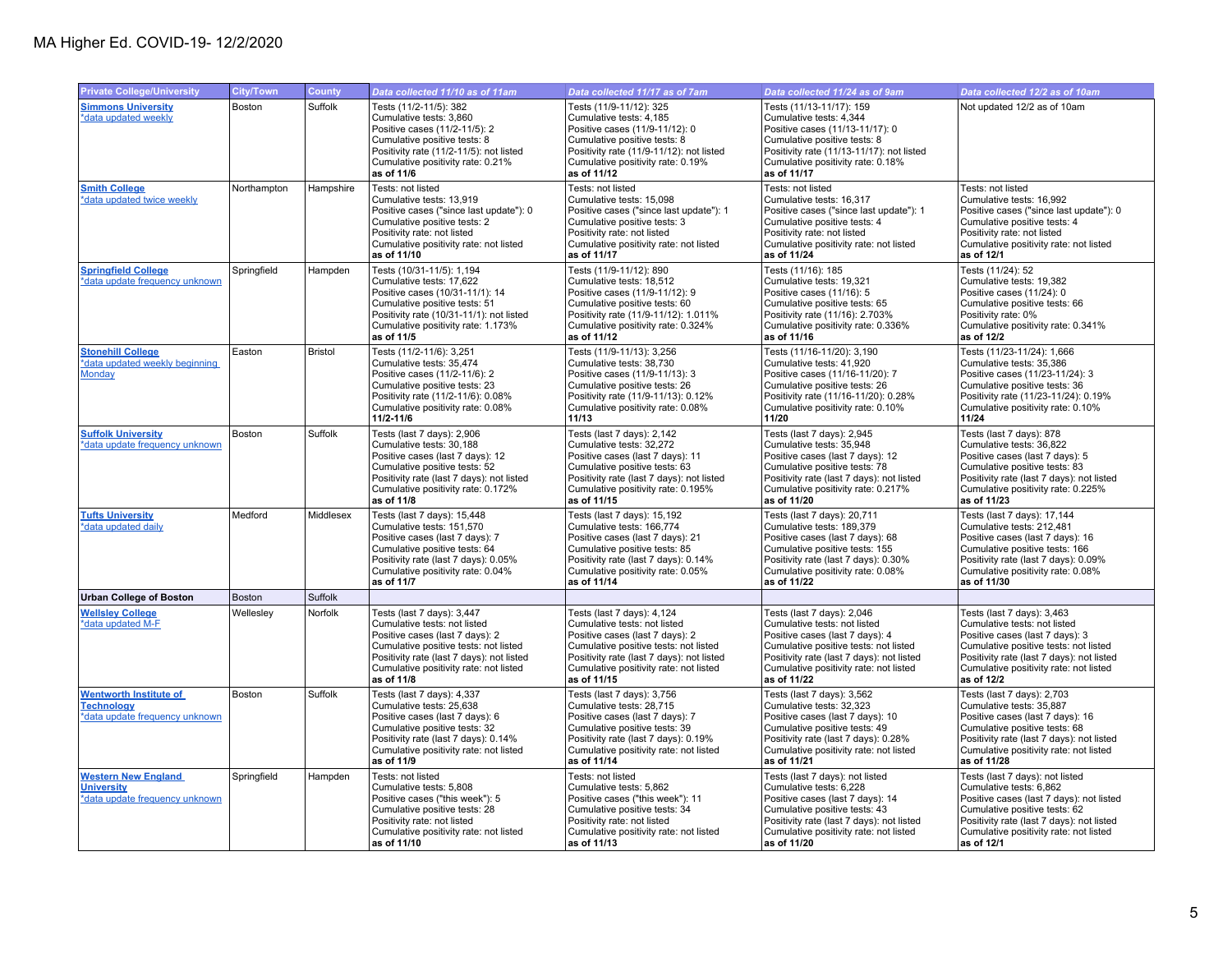# MA Higher Ed. COVID-19- 12/2/2020

| Private College/University | City/Town | County | Data collected 11/10 as of 11am | Data collected 11/17 as of 7am | Data collected 11/24 as of 9am | Data collected 12/2 as of 10am |
|---|---|---|---|---|---|---|
| **Simmons University** *data updated weekly | Boston | Suffolk | Tests (11/2-11/5): 382<br>Cumulative tests: 3,860<br>Positive cases (11/2-11/5): 2<br>Cumulative positive tests: 8<br>Positivity rate (11/2-11/5): not listed<br>Cumulative positivity rate: 0.21%<br>**as of 11/6** | Tests (11/9-11/12): 325<br>Cumulative tests: 4,185<br>Positive cases (11/9-11/12): 0<br>Cumulative positive tests: 8<br>Positivity rate (11/9-11/12): not listed<br>Cumulative positivity rate: 0.19%<br>**as of 11/12** | Tests (11/13-11/17): 159<br>Cumulative tests: 4,344<br>Positive cases (11/13-11/17): 0<br>Cumulative positive tests: 8<br>Positivity rate (11/13-11/17): not listed<br>Cumulative positivity rate: 0.18%<br>**as of 11/17** | Not updated 12/2 as of 10am |
| **Smith College** *data updated twice weekly | Northampton | Hampshire | Tests: not listed<br>Cumulative tests: 13,919<br>Positive cases ("since last update"): 0<br>Cumulative positive tests: 2<br>Positivity rate: not listed<br>Cumulative positivity rate: not listed<br>**as of 11/10** | Tests: not listed<br>Cumulative tests: 15,098<br>Positive cases ("since last update"): 1<br>Cumulative positive tests: 3<br>Positivity rate: not listed<br>Cumulative positivity rate: not listed<br>**as of 11/17** | Tests: not listed<br>Cumulative tests: 16,317<br>Positive cases ("since last update"): 1<br>Cumulative positive tests: 4<br>Positivity rate: not listed<br>Cumulative positivity rate: not listed<br>**as of 11/24** | Tests: not listed<br>Cumulative tests: 16,992<br>Positive cases ("since last update"): 0<br>Cumulative positive tests: 4<br>Positivity rate: not listed<br>Cumulative positivity rate: not listed<br>**as of 12/1** |
| **Springfield College** *data update frequency unknown | Springfield | Hampden | Tests (10/31-11/5): 1,194<br>Cumulative tests: 17,622<br>Positive cases (10/31-11/1): 14<br>Cumulative positive tests: 51<br>Positivity rate (10/31-11/1): not listed<br>Cumulative positivity rate: 1.173%<br>**as of 11/5** | Tests (11/9-11/12): 890<br>Cumulative tests: 18,512<br>Positive cases (11/9-11/12): 9<br>Cumulative positive tests: 60<br>Positivity rate (11/9-11/12): 1.011%<br>Cumulative positivity rate: 0.324%<br>**as of 11/12** | Tests (11/16): 185<br>Cumulative tests: 19,321<br>Positive cases (11/16): 5<br>Cumulative positive tests: 65<br>Positivity rate (11/16): 2.703%<br>Cumulative positivity rate: 0.336%<br>**as of 11/16** | Tests (11/24): 52<br>Cumulative tests: 19,382<br>Positive cases (11/24): 0<br>Cumulative positive tests: 66<br>Positivity rate: 0%<br>Cumulative positivity rate: 0.341%<br>**as of 12/2** |
| **Stonehill College** *data updated weekly beginning Monday | Easton | Bristol | Tests (11/2-11/6): 3,251<br>Cumulative tests: 35,474<br>Positive cases (11/2-11/6): 2<br>Cumulative positive tests: 23<br>Positivity rate (11/2-11/6): 0.08%<br>Cumulative positivity rate: 0.08%<br>**11/2-11/6** | Tests (11/9-11/13): 3,256<br>Cumulative tests: 38,730<br>Positive cases (11/9-11/13): 3<br>Cumulative positive tests: 26<br>Positivity rate (11/9-11/13): 0.12%<br>Cumulative positivity rate: 0.08%<br>**11/13** | Tests (11/16-11/20): 3,190<br>Cumulative tests: 41,920<br>Positive cases (11/16-11/20): 7<br>Cumulative positive tests: 26<br>Positivity rate (11/16-11/20): 0.28%<br>Cumulative positivity rate: 0.10%<br>**11/20** | Tests (11/23-11/24): 1,666<br>Cumulative tests: 35,386<br>Positive cases (11/23-11/24): 3<br>Cumulative positive tests: 36<br>Positivity rate (11/23-11/24): 0.19%<br>Cumulative positivity rate: 0.10%<br>**11/24** |
| **Suffolk University** *data update frequency unknown | Boston | Suffolk | Tests (last 7 days): 2,906<br>Cumulative tests: 30,188<br>Positive cases (last 7 days): 12<br>Cumulative positive tests: 52<br>Positivity rate (last 7 days): not listed<br>Cumulative positivity rate: 0.172%<br>**as of 11/8** | Tests (last 7 days): 2,142<br>Cumulative tests: 32,272<br>Positive cases (last 7 days): 11<br>Cumulative positive tests: 63<br>Positivity rate (last 7 days): not listed<br>Cumulative positivity rate: 0.195%<br>**as of 11/15** | Tests (last 7 days): 2,945<br>Cumulative tests: 35,948<br>Positive cases (last 7 days): 12<br>Cumulative positive tests: 78<br>Positivity rate (last 7 days): not listed<br>Cumulative positivity rate: 0.217%<br>**as of 11/20** | Tests (last 7 days): 878<br>Cumulative tests: 36,822<br>Positive cases (last 7 days): 5<br>Cumulative positive tests: 83<br>Positivity rate (last 7 days): not listed<br>Cumulative positivity rate: 0.225%<br>**as of 11/23** |
| **Tufts University** *data updated daily | Medford | Middlesex | Tests (last 7 days): 15,448<br>Cumulative tests: 151,570<br>Positive cases (last 7 days): 7<br>Cumulative positive tests: 64<br>Positivity rate (last 7 days): 0.05%<br>Cumulative positivity rate: 0.04%<br>**as of 11/7** | Tests (last 7 days): 15,192<br>Cumulative tests: 166,774<br>Positive cases (last 7 days): 21<br>Cumulative positive tests: 85<br>Positivity rate (last 7 days): 0.14%<br>Cumulative positivity rate: 0.05%<br>**as of 11/14** | Tests (last 7 days): 20,711<br>Cumulative tests: 189,379<br>Positive cases (last 7 days): 68<br>Cumulative positive tests: 155<br>Positivity rate (last 7 days): 0.30%<br>Cumulative positivity rate: 0.08%<br>**as of 11/22** | Tests (last 7 days): 17,144<br>Cumulative tests: 212,481<br>Positive cases (last 7 days): 16<br>Cumulative positive tests: 166<br>Positivity rate (last 7 days): 0.09%<br>Cumulative positivity rate: 0.08%<br>**as of 11/30** |
| **Urban College of Boston** | Boston | Suffolk | | | | |
| **Wellesley College** *data updated M-F | Wellesley | Norfolk | Tests (last 7 days): 3,447<br>Cumulative tests: not listed<br>Positive cases (last 7 days): 2<br>Cumulative positive tests: not listed<br>Positivity rate (last 7 days): not listed<br>Cumulative positivity rate: not listed<br>**as of 11/8** | Tests (last 7 days): 4,124<br>Cumulative tests: not listed<br>Positive cases (last 7 days): 2<br>Cumulative positive tests: not listed<br>Positivity rate (last 7 days): not listed<br>Cumulative positivity rate: not listed<br>**as of 11/15** | Tests (last 7 days): 2,046<br>Cumulative tests: not listed<br>Positive cases (last 7 days): 4<br>Cumulative positive tests: not listed<br>Positivity rate (last 7 days): not listed<br>Cumulative positivity rate: not listed<br>**as of 11/22** | Tests (last 7 days): 3,463<br>Cumulative tests: not listed<br>Positive cases (last 7 days): 3<br>Cumulative positive tests: not listed<br>Positivity rate (last 7 days): not listed<br>Cumulative positivity rate: not listed<br>**as of 12/2** |
| **Wentworth Institute of Technology** *data update frequency unknown | Boston | Suffolk | Tests (last 7 days): 4,337<br>Cumulative tests: 25,638<br>Positive cases (last 7 days): 6<br>Cumulative positive tests: 32<br>Positivity rate (last 7 days): 0.14%<br>Cumulative positivity rate: not listed<br>**as of 11/9** | Tests (last 7 days): 3,756<br>Cumulative tests: 28,715<br>Positive cases (last 7 days): 7<br>Cumulative positive tests: 39<br>Positivity rate (last 7 days): 0.19%<br>Cumulative positivity rate: not listed<br>**as of 11/14** | Tests (last 7 days): 3,562<br>Cumulative tests: 32,323<br>Positive cases (last 7 days): 10<br>Cumulative positive tests: 49<br>Positivity rate (last 7 days): 0.28%<br>Cumulative positivity rate: not listed<br>**as of 11/21** | Tests (last 7 days): 2,703<br>Cumulative tests: 35,887<br>Positive cases (last 7 days): 16<br>Cumulative positive tests: 68<br>Positivity rate (last 7 days): not listed<br>Cumulative positivity rate: not listed<br>**as of 11/28** |
| **Western New England University** *data update frequency unknown | Springfield | Hampden | Tests: not listed<br>Cumulative tests: 5,808<br>Positive cases ("this week"): 5<br>Cumulative positive tests: 28<br>Positivity rate: not listed<br>Cumulative positivity rate: not listed<br>**as of 11/10** | Tests: not listed<br>Cumulative tests: 5,862<br>Positive cases ("this week"): 11<br>Cumulative positive tests: 34<br>Positivity rate: not listed<br>Cumulative positivity rate: not listed<br>**as of 11/13** | Tests (last 7 days): not listed<br>Cumulative tests: 6,228<br>Positive cases (last 7 days): 14<br>Cumulative positive tests: 43<br>Positivity rate (last 7 days): not listed<br>Cumulative positivity rate: not listed<br>**as of 11/20** | Tests (last 7 days): not listed<br>Cumulative tests: 6,862<br>Positive cases (last 7 days): not listed<br>Cumulative positive tests: 62<br>Positivity rate (last 7 days): not listed<br>Cumulative positivity rate: not listed<br>**as of 12/1** |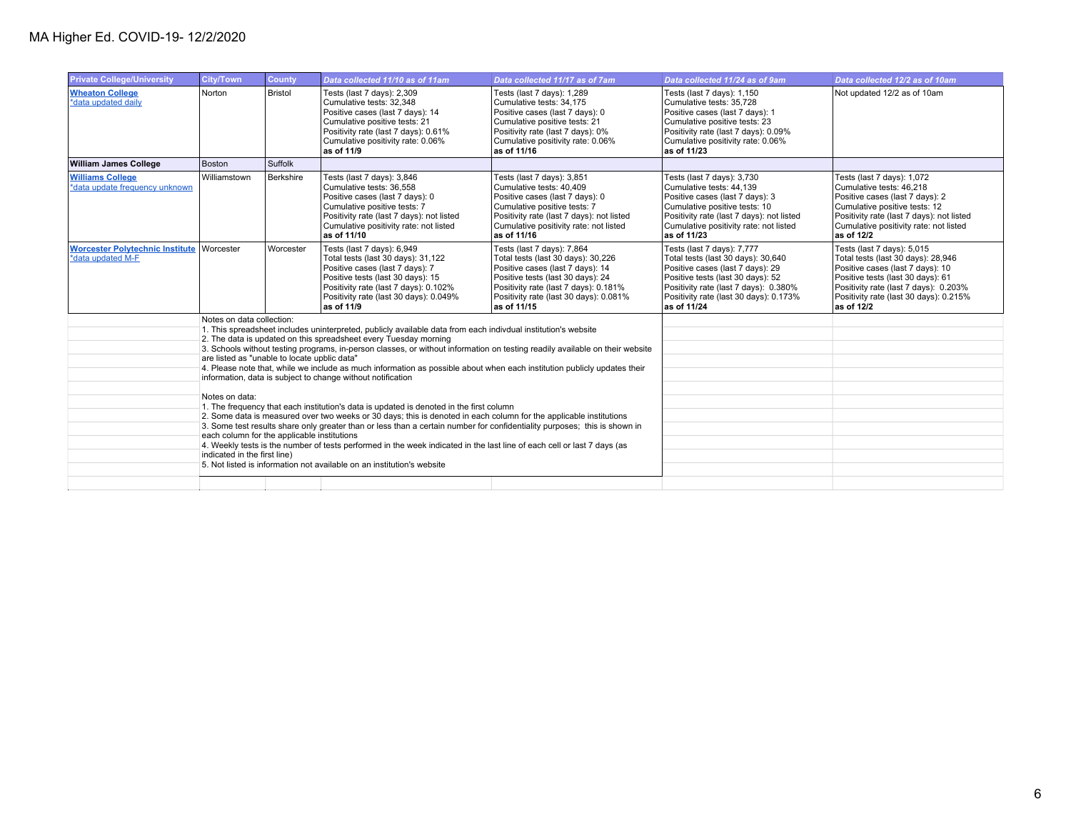MA Higher Ed. COVID-19- 12/2/2020

| Private College/University | City/Town | County | Data collected 11/10 as of 11am | Data collected 11/17 as of 7am | Data collected 11/24 as of 9am | Data collected 12/2 as of 10am |
|---|---|---|---|---|---|---|
| **Wheaton College** *data updated daily | Norton | Bristol | Tests (last 7 days): 2,309<br>Cumulative tests: 32,348<br>Positive cases (last 7 days): 14<br>Cumulative positive tests: 21<br>Positivity rate (last 7 days): 0.61%<br>Cumulative positivity rate: 0.06%<br>**as of 11/9** | Tests (last 7 days): 1,289<br>Cumulative tests: 34,175<br>Positive cases (last 7 days): 0<br>Cumulative positive tests: 21<br>Positivity rate (last 7 days): 0%<br>Cumulative positivity rate: 0.06%<br>**as of 11/16** | Tests (last 7 days): 1,150<br>Cumulative tests: 35,728<br>Positive cases (last 7 days): 1<br>Cumulative positive tests: 23<br>Positivity rate (last 7 days): 0.09%<br>Cumulative positivity rate: 0.06%<br>**as of 11/23** | Not updated 12/2 as of 10am |
| **William James College** | Boston | Suffolk | | | | |
| **Williams College** *data update frequency unknown | Williamstown | Berkshire | Tests (last 7 days): 3,846<br>Cumulative tests: 36,558<br>Positive cases (last 7 days): 0<br>Cumulative positive tests: 7<br>Positivity rate (last 7 days): not listed<br>Cumulative positivity rate: not listed<br>**as of 11/10** | Tests (last 7 days): 3,851<br>Cumulative tests: 40,409<br>Positive cases (last 7 days): 0<br>Cumulative positive tests: 7<br>Positivity rate (last 7 days): not listed<br>Cumulative positivity rate: not listed<br>**as of 11/16** | Tests (last 7 days): 3,730<br>Cumulative tests: 44,139<br>Positive cases (last 7 days): 3<br>Cumulative positive tests: 10<br>Positivity rate (last 7 days): not listed<br>Cumulative positivity rate: not listed<br>**as of 11/23** | Tests (last 7 days): 1,072<br>Cumulative tests: 46,218<br>Positive cases (last 7 days): 2<br>Cumulative positive tests: 12<br>Positivity rate (last 7 days): not listed<br>Cumulative positivity rate: not listed<br>**as of 12/2** |
| **Worcester Polytechnic Institute** *data updated M-F | Worcester | Worcester | Tests (last 7 days): 6,949<br>Total tests (last 30 days): 31,122<br>Positive cases (last 7 days): 7<br>Positive tests (last 30 days): 15<br>Positivity rate (last 7 days): 0.102%<br>Positivity rate (last 30 days): 0.049%<br>**as of 11/9** | Tests (last 7 days): 7,864<br>Total tests (last 30 days): 30,226<br>Positive cases (last 7 days): 14<br>Positive tests (last 30 days): 24<br>Positivity rate (last 7 days): 0.181%<br>Positivity rate (last 30 days): 0.081%<br>**as of 11/15** | Tests (last 7 days): 7,777<br>Total tests (last 30 days): 30,640<br>Positive cases (last 7 days): 29<br>Positive tests (last 30 days): 52<br>Positivity rate (last 7 days): 0.380%<br>Positivity rate (last 30 days): 0.173%<br>**as of 11/24** | Tests (last 7 days): 5,015<br>Total tests (last 30 days): 28,946<br>Positive cases (last 7 days): 10<br>Positive tests (last 30 days): 61<br>Positivity rate (last 7 days): 0.203%<br>Positivity rate (last 30 days): 0.215%<br>**as of 12/2** |

Notes on data collection:
1. This spreadsheet includes uninterpreted, publicly available data from each indivdual institution's website
2. The data is updated on this spreadsheet every Tuesday morning
3. Schools without testing programs, in-person classes, or without information on testing readily available on their website are listed as "unable to locate upblic data"
4. Please note that, while we include as much information as possible about when each institution publicly updates their information, data is subject to change without notification

Notes on data:
1. The frequency that each institution's data is updated is denoted in the first column
2. Some data is measured over two weeks or 30 days; this is denoted in each column for the applicable institutions
3. Some test results share only greater than or less than a certain number for confidentiality purposes; this is shown in each column for the applicable institutions
4. Weekly tests is the number of tests performed in the week indicated in the last line of each cell or last 7 days (as indicated in the first line)
5. Not listed is information not available on an institution's website